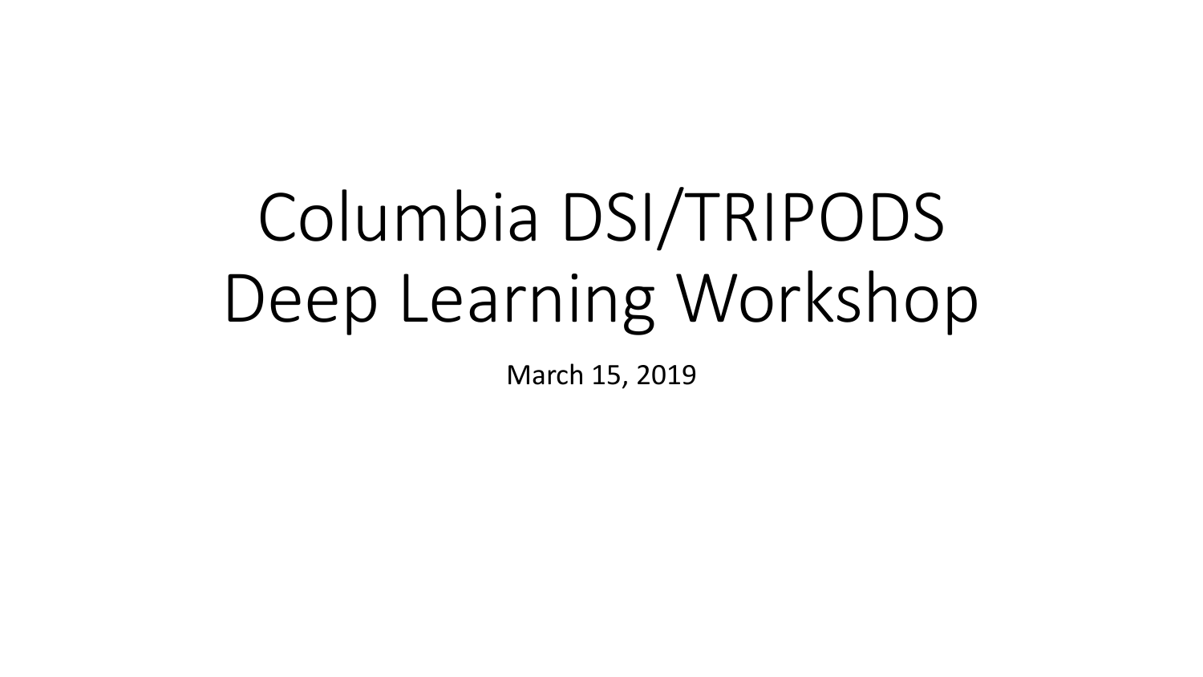# Columbia DSI/TRIPODS Deep Learning Workshop

March 15, 2019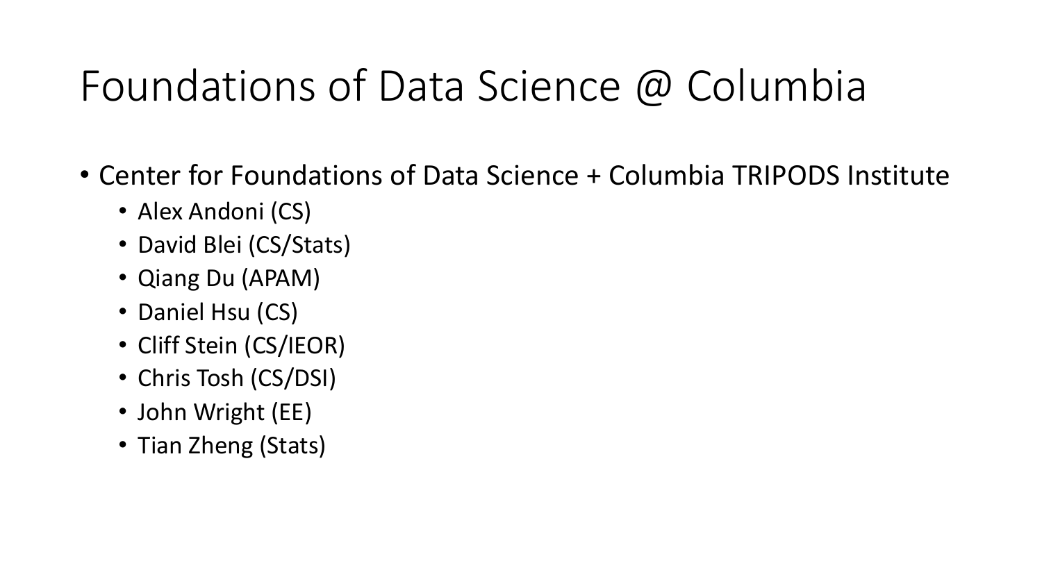# Foundations of Data Science @ Columbia

- Center for Foundations of Data Science + Columbia TRIPODS Institute
  - Alex Andoni (CS)
  - David Blei (CS/Stats)
  - Qiang Du (APAM)
  - Daniel Hsu (CS)
  - Cliff Stein (CS/IEOR)
  - Chris Tosh (CS/DSI)
  - John Wright (EE)
  - Tian Zheng (Stats)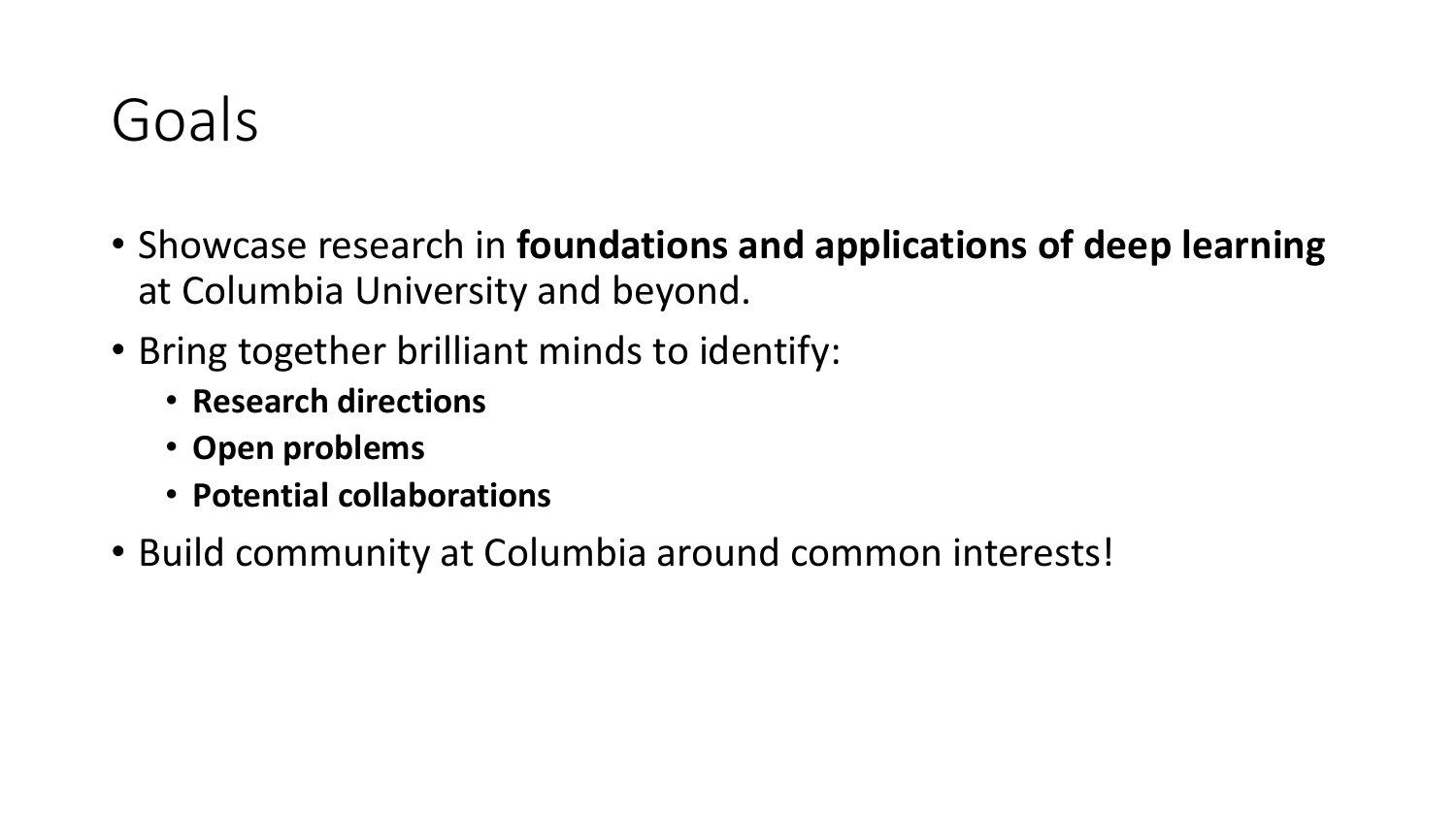# Goals

- Showcase research in **foundations and applications of deep learning** at Columbia University and beyond.
- Bring together brilliant minds to identify:
  - **Research directions**
  - **Open problems**
  - **Potential collaborations**
- Build community at Columbia around common interests!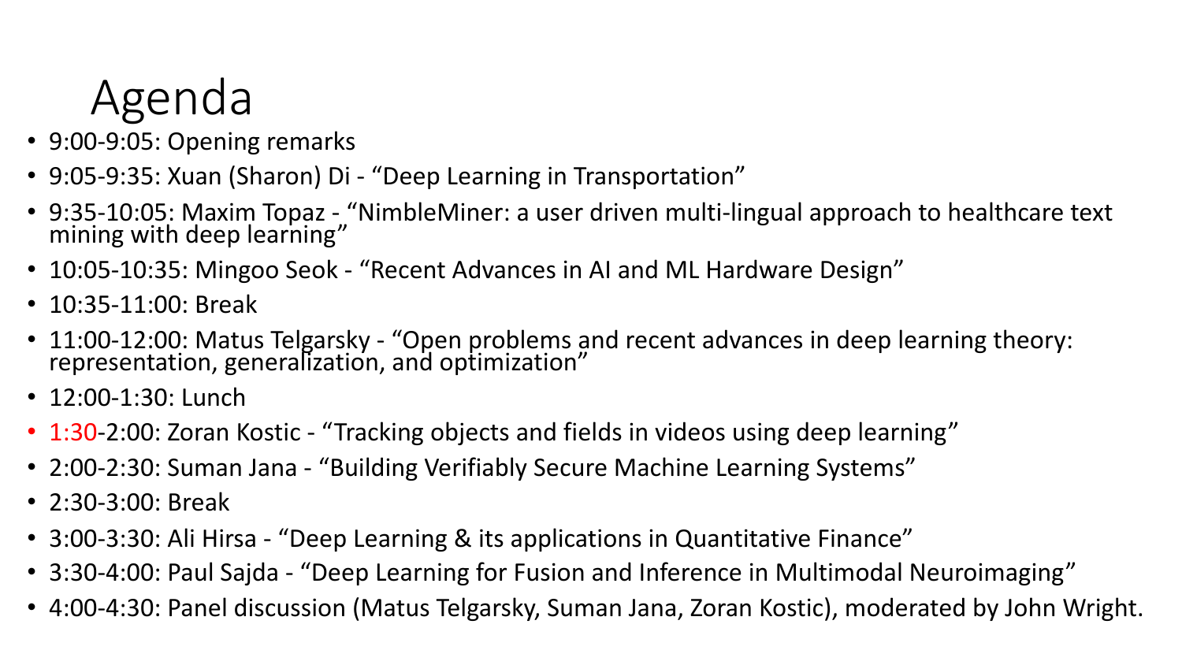# Agenda

- 9:00-9:05: Opening remarks
- 9:05-9:35: Xuan (Sharon) Di - "Deep Learning in Transportation"
- 9:35-10:05: Maxim Topaz - "NimbleMiner: a user driven multi-lingual approach to healthcare text mining with deep learning"
- 10:05-10:35: Mingoo Seok - "Recent Advances in AI and ML Hardware Design"
- 10:35-11:00: Break
- 11:00-12:00: Matus Telgarsky - "Open problems and recent advances in deep learning theory: representation, generalization, and optimization"
- 12:00-1:30: Lunch
- 1:30-2:00: Zoran Kostic - "Tracking objects and fields in videos using deep learning"
- 2:00-2:30: Suman Jana - "Building Verifiably Secure Machine Learning Systems"
- 2:30-3:00: Break
- 3:00-3:30: Ali Hirsa - "Deep Learning & its applications in Quantitative Finance"
- 3:30-4:00: Paul Sajda - "Deep Learning for Fusion and Inference in Multimodal Neuroimaging"
- 4:00-4:30: Panel discussion (Matus Telgarsky, Suman Jana, Zoran Kostic), moderated by John Wright.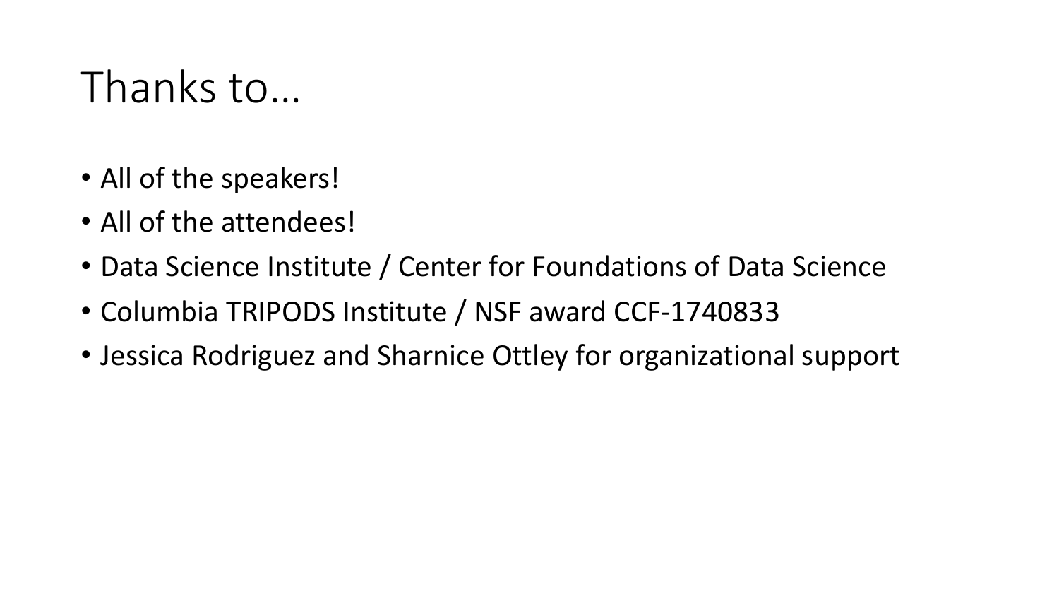# Thanks to…

- All of the speakers!
- All of the attendees!
- Data Science Institute / Center for Foundations of Data Science
- Columbia TRIPODS Institute / NSF award CCF-1740833
- Jessica Rodriguez and Sharnice Ottley for organizational support